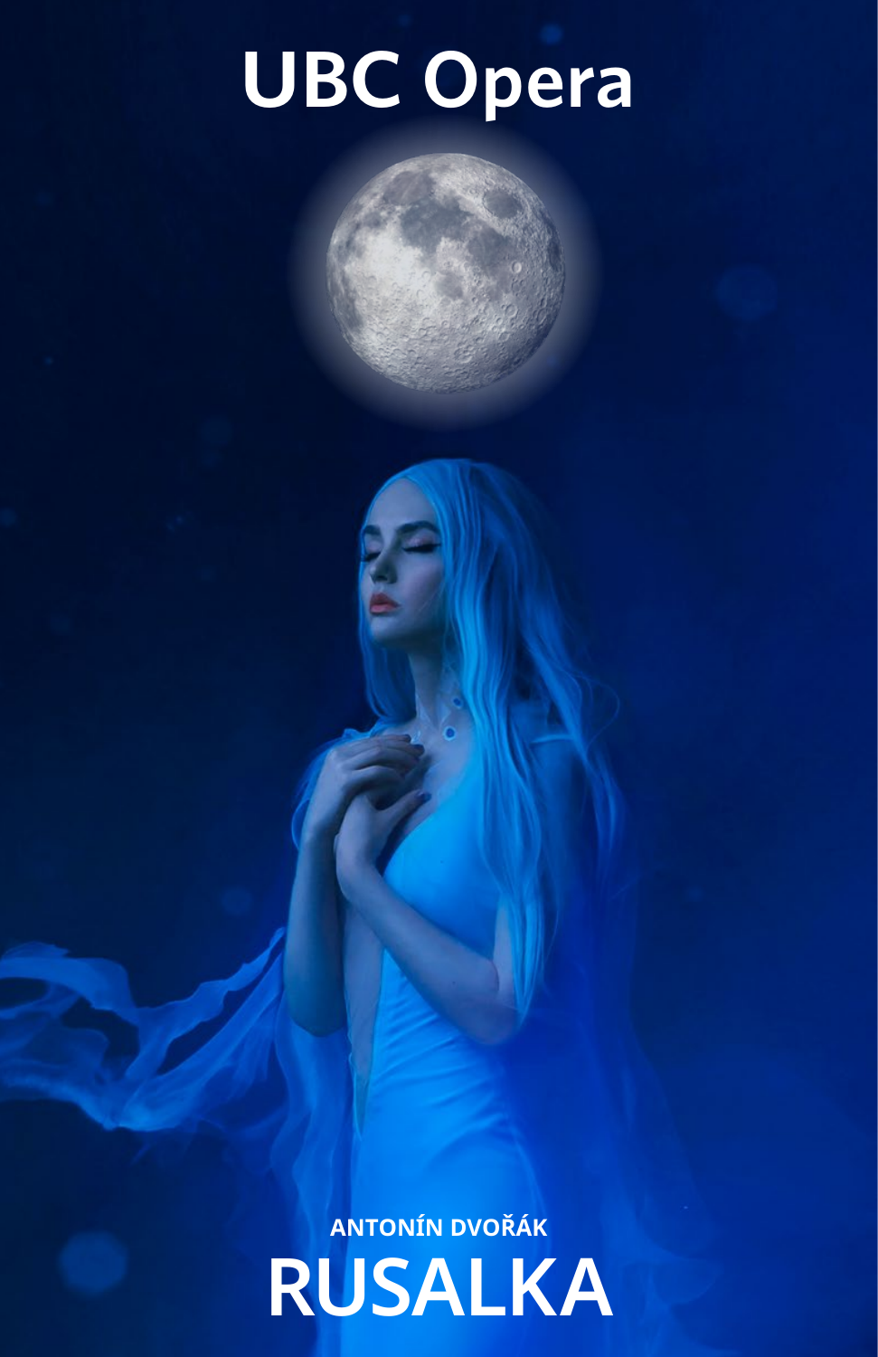# UBC Opera

ANTONÍN DVOŘÁK

# RUSALKA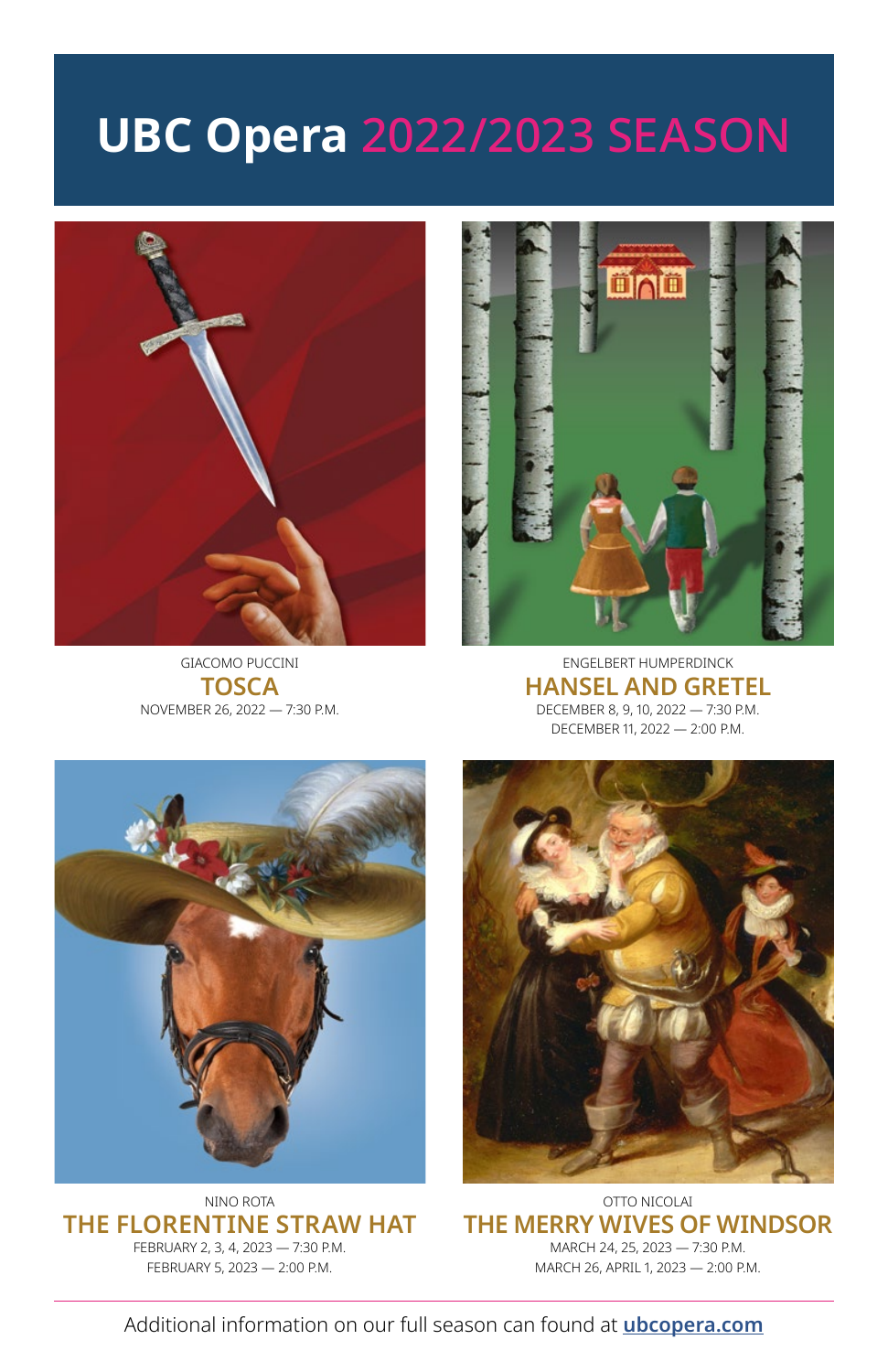# UBC Opera 2022/2023 SEASON

GIACOMO PUCCINI

## TOSCA

NOVEMBER 26, 2022 — 7:30 P.M.

ENGELBERT HUMPERDINCK

## HANSEL AND GRETEL

DECEMBER 8, 9, 10, 2022 — 7:30 P.M.
DECEMBER 11, 2022 — 2:00 P.M.

NINO ROTA

## THE FLORENTINE STRAW HAT

FEBRUARY 2, 3, 4, 2023 — 7:30 P.M.
FEBRUARY 5, 2023 — 2:00 P.M.

OTTO NICOLAI

## THE MERRY WIVES OF WINDSOR

MARCH 24, 25, 2023 — 7:30 P.M.
MARCH 26, APRIL 1, 2023 — 2:00 P.M.

---

Additional information on our full season can found at **ubcopera.com**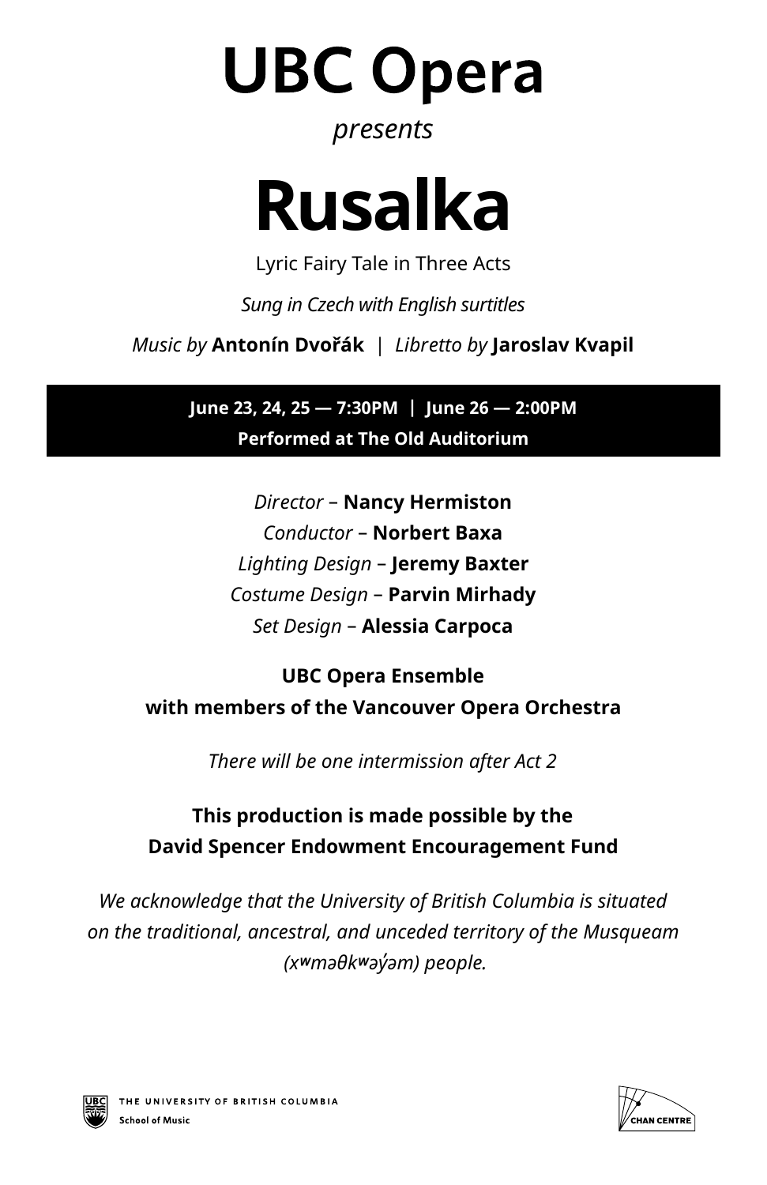# UBC Opera

*presents*

# Rusalka

Lyric Fairy Tale in Three Acts

*Sung in Czech with English surtitles*

*Music by* **Antonín Dvořák** | *Libretto by* **Jaroslav Kvapil**

**June 23, 24, 25 — 7:30PM | June 26 — 2:00PM**

**Performed at The Old Auditorium**

*Director* – **Nancy Hermiston**
*Conductor* – **Norbert Baxa**
*Lighting Design* – **Jeremy Baxter**
*Costume Design* – **Parvin Mirhady**
*Set Design* – **Alessia Carpoca**

**UBC Opera Ensemble**
**with members of the Vancouver Opera Orchestra**

*There will be one intermission after Act 2*

**This production is made possible by the**
**David Spencer Endowment Encouragement Fund**

*We acknowledge that the University of British Columbia is situated on the traditional, ancestral, and unceded territory of the Musqueam (xʷməθkʷəy̓əm) people.*

THE UNIVERSITY OF BRITISH COLUMBIA
School of Music

CHAN CENTRE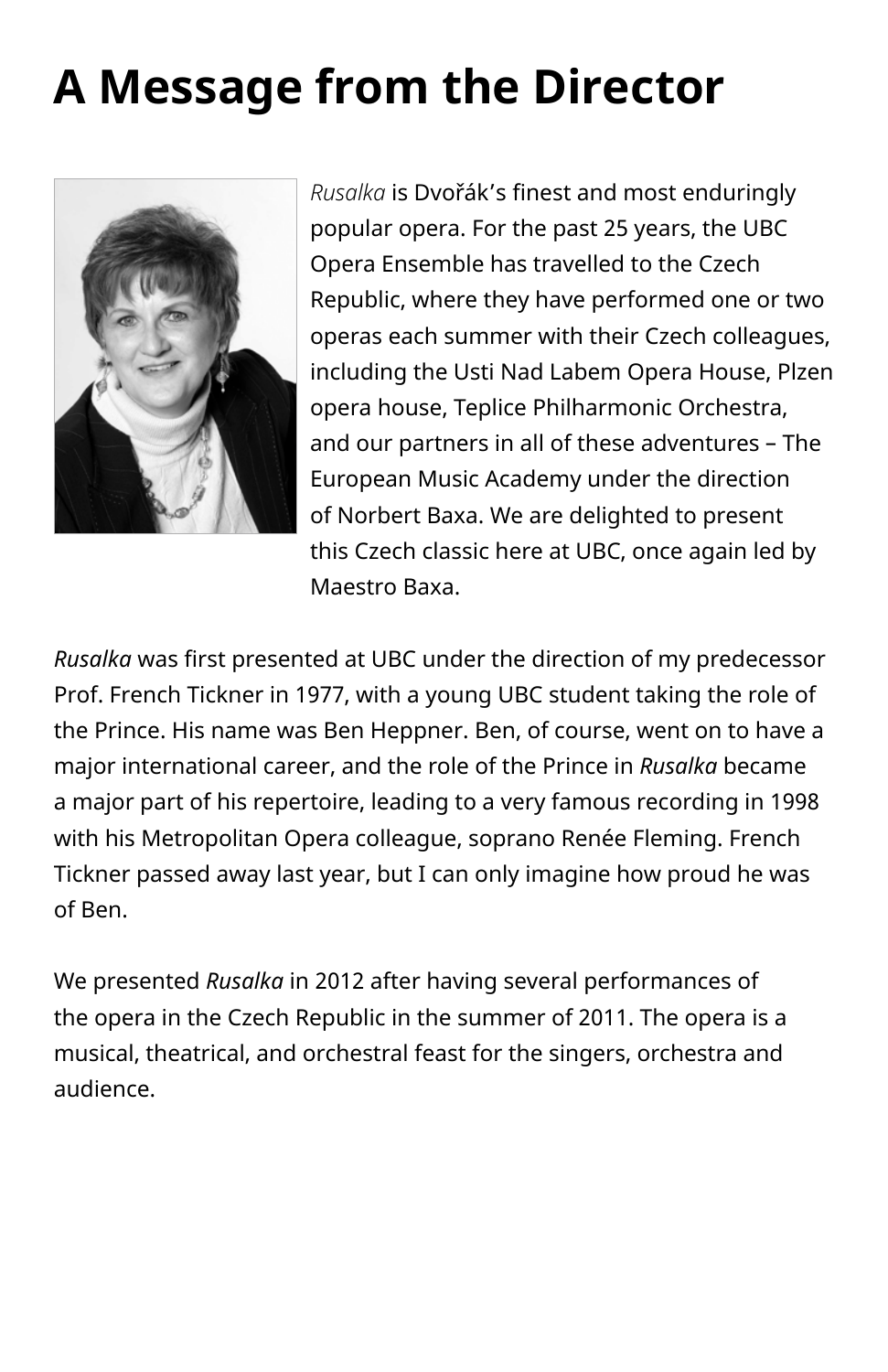# A Message from the Director

*Rusalka* is Dvořák's finest and most enduringly popular opera. For the past 25 years, the UBC Opera Ensemble has travelled to the Czech Republic, where they have performed one or two operas each summer with their Czech colleagues, including the Usti Nad Labem Opera House, Plzen opera house, Teplice Philharmonic Orchestra, and our partners in all of these adventures – The European Music Academy under the direction of Norbert Baxa. We are delighted to present this Czech classic here at UBC, once again led by Maestro Baxa.

*Rusalka* was first presented at UBC under the direction of my predecessor Prof. French Tickner in 1977, with a young UBC student taking the role of the Prince. His name was Ben Heppner. Ben, of course, went on to have a major international career, and the role of the Prince in *Rusalka* became a major part of his repertoire, leading to a very famous recording in 1998 with his Metropolitan Opera colleague, soprano Renée Fleming. French Tickner passed away last year, but I can only imagine how proud he was of Ben.

We presented *Rusalka* in 2012 after having several performances of the opera in the Czech Republic in the summer of 2011. The opera is a musical, theatrical, and orchestral feast for the singers, orchestra and audience.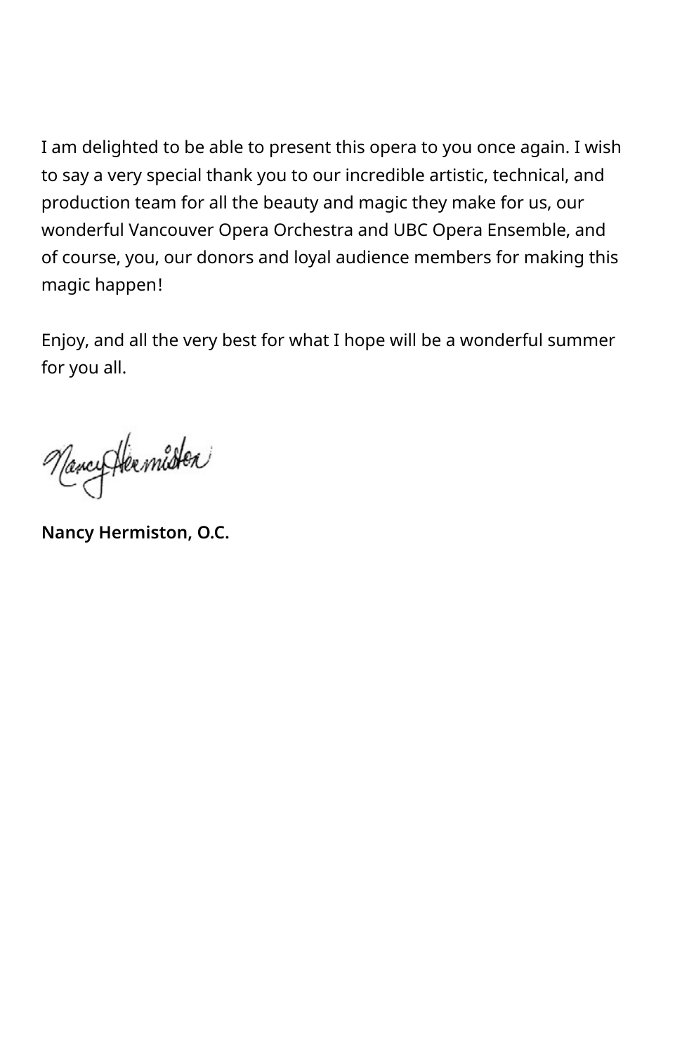I am delighted to be able to present this opera to you once again. I wish to say a very special thank you to our incredible artistic, technical, and production team for all the beauty and magic they make for us, our wonderful Vancouver Opera Orchestra and UBC Opera Ensemble, and of course, you, our donors and loyal audience members for making this magic happen!

Enjoy, and all the very best for what I hope will be a wonderful summer for you all.

**Nancy Hermiston, O.C.**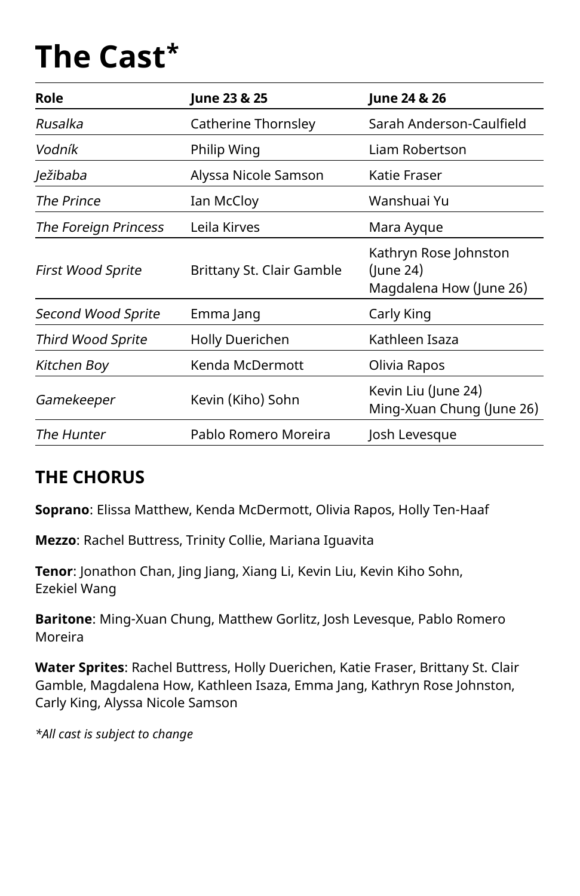# The Cast*

| Role | June 23 & 25 | June 24 & 26 |
| --- | --- | --- |
| *Rusalka* | Catherine Thornsley | Sarah Anderson-Caulfield |
| *Vodník* | Philip Wing | Liam Robertson |
| *Ježibaba* | Alyssa Nicole Samson | Katie Fraser |
| *The Prince* | Ian McCloy | Wanshuai Yu |
| *The Foreign Princess* | Leila Kirves | Mara Ayque |
| *First Wood Sprite* | Brittany St. Clair Gamble | Kathryn Rose Johnston (June 24) Magdalena How (June 26) |
| *Second Wood Sprite* | Emma Jang | Carly King |
| *Third Wood Sprite* | Holly Duerichen | Kathleen Isaza |
| *Kitchen Boy* | Kenda McDermott | Olivia Rapos |
| *Gamekeeper* | Kevin (Kiho) Sohn | Kevin Liu (June 24) Ming-Xuan Chung (June 26) |
| *The Hunter* | Pablo Romero Moreira | Josh Levesque |

## THE CHORUS

**Soprano**: Elissa Matthew, Kenda McDermott, Olivia Rapos, Holly Ten-Haaf

**Mezzo**: Rachel Buttress, Trinity Collie, Mariana Iguavita

**Tenor**: Jonathon Chan, Jing Jiang, Xiang Li, Kevin Liu, Kevin Kiho Sohn, Ezekiel Wang

**Baritone**: Ming-Xuan Chung, Matthew Gorlitz, Josh Levesque, Pablo Romero Moreira

**Water Sprites**: Rachel Buttress, Holly Duerichen, Katie Fraser, Brittany St. Clair Gamble, Magdalena How, Kathleen Isaza, Emma Jang, Kathryn Rose Johnston, Carly King, Alyssa Nicole Samson

*\*All cast is subject to change*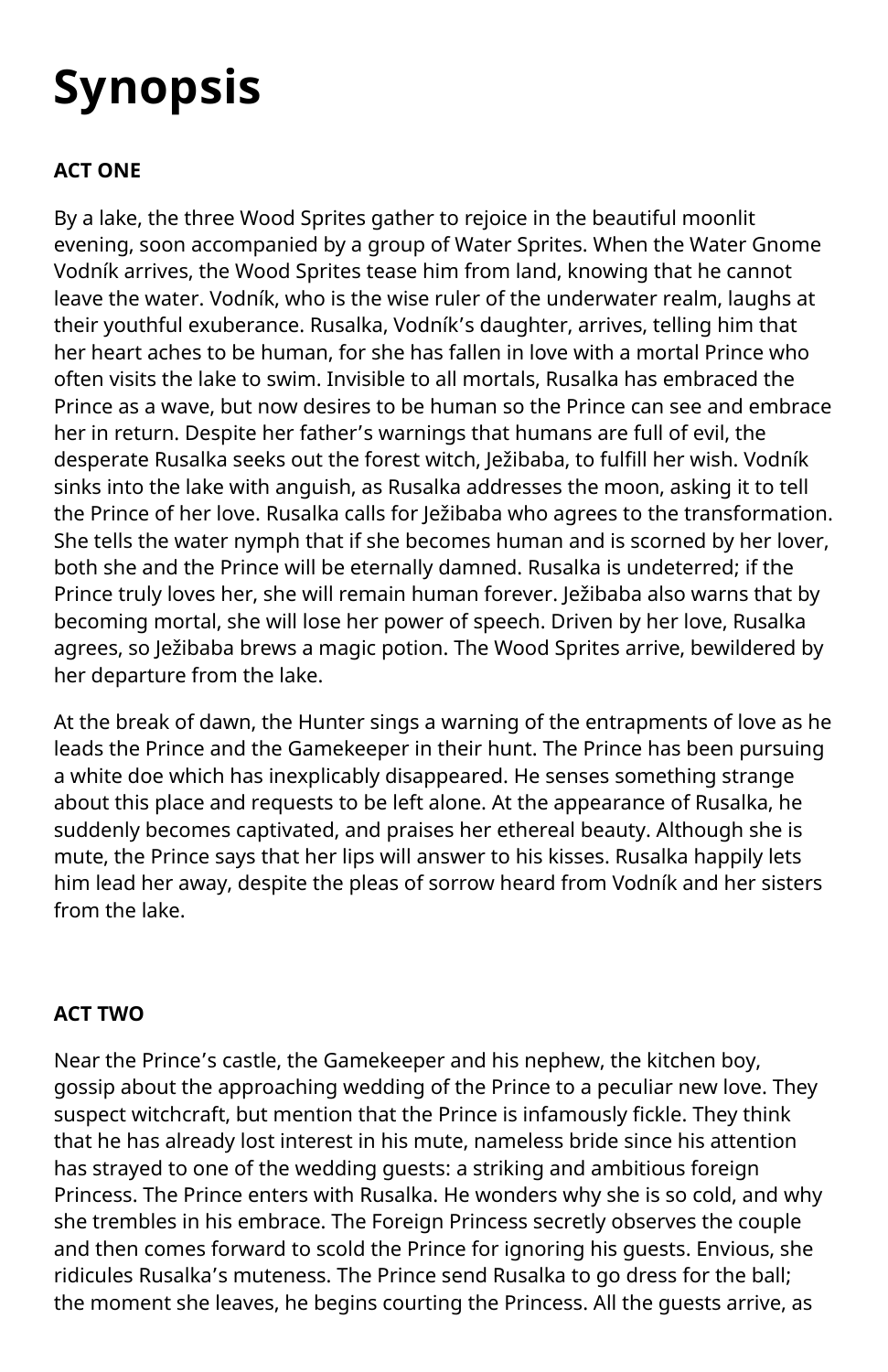# Synopsis

**ACT ONE**

By a lake, the three Wood Sprites gather to rejoice in the beautiful moonlit evening, soon accompanied by a group of Water Sprites. When the Water Gnome Vodník arrives, the Wood Sprites tease him from land, knowing that he cannot leave the water. Vodník, who is the wise ruler of the underwater realm, laughs at their youthful exuberance. Rusalka, Vodník's daughter, arrives, telling him that her heart aches to be human, for she has fallen in love with a mortal Prince who often visits the lake to swim. Invisible to all mortals, Rusalka has embraced the Prince as a wave, but now desires to be human so the Prince can see and embrace her in return. Despite her father's warnings that humans are full of evil, the desperate Rusalka seeks out the forest witch, Ježibaba, to fulfill her wish. Vodník sinks into the lake with anguish, as Rusalka addresses the moon, asking it to tell the Prince of her love. Rusalka calls for Ježibaba who agrees to the transformation. She tells the water nymph that if she becomes human and is scorned by her lover, both she and the Prince will be eternally damned. Rusalka is undeterred; if the Prince truly loves her, she will remain human forever. Ježibaba also warns that by becoming mortal, she will lose her power of speech. Driven by her love, Rusalka agrees, so Ježibaba brews a magic potion. The Wood Sprites arrive, bewildered by her departure from the lake.

At the break of dawn, the Hunter sings a warning of the entrapments of love as he leads the Prince and the Gamekeeper in their hunt. The Prince has been pursuing a white doe which has inexplicably disappeared. He senses something strange about this place and requests to be left alone. At the appearance of Rusalka, he suddenly becomes captivated, and praises her ethereal beauty. Although she is mute, the Prince says that her lips will answer to his kisses. Rusalka happily lets him lead her away, despite the pleas of sorrow heard from Vodník and her sisters from the lake.

**ACT TWO**

Near the Prince's castle, the Gamekeeper and his nephew, the kitchen boy, gossip about the approaching wedding of the Prince to a peculiar new love. They suspect witchcraft, but mention that the Prince is infamously fickle. They think that he has already lost interest in his mute, nameless bride since his attention has strayed to one of the wedding guests: a striking and ambitious foreign Princess. The Prince enters with Rusalka. He wonders why she is so cold, and why she trembles in his embrace. The Foreign Princess secretly observes the couple and then comes forward to scold the Prince for ignoring his guests. Envious, she ridicules Rusalka's muteness. The Prince send Rusalka to go dress for the ball; the moment she leaves, he begins courting the Princess. All the guests arrive, as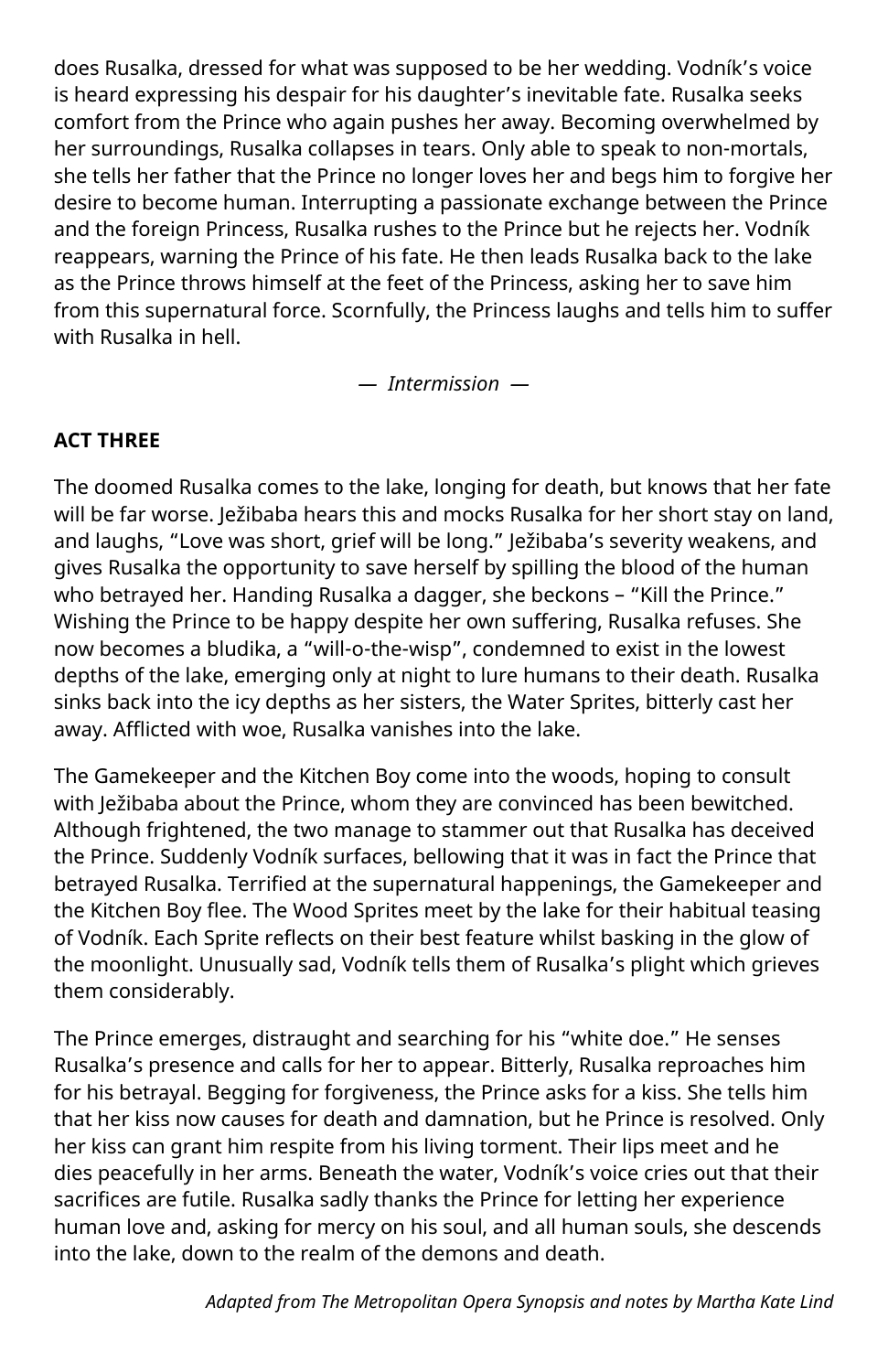does Rusalka, dressed for what was supposed to be her wedding. Vodník's voice is heard expressing his despair for his daughter's inevitable fate. Rusalka seeks comfort from the Prince who again pushes her away. Becoming overwhelmed by her surroundings, Rusalka collapses in tears. Only able to speak to non-mortals, she tells her father that the Prince no longer loves her and begs him to forgive her desire to become human. Interrupting a passionate exchange between the Prince and the foreign Princess, Rusalka rushes to the Prince but he rejects her. Vodník reappears, warning the Prince of his fate. He then leads Rusalka back to the lake as the Prince throws himself at the feet of the Princess, asking her to save him from this supernatural force. Scornfully, the Princess laughs and tells him to suffer with Rusalka in hell.

— *Intermission* —

**ACT THREE**

The doomed Rusalka comes to the lake, longing for death, but knows that her fate will be far worse. Ježibaba hears this and mocks Rusalka for her short stay on land, and laughs, "Love was short, grief will be long." Ježibaba's severity weakens, and gives Rusalka the opportunity to save herself by spilling the blood of the human who betrayed her. Handing Rusalka a dagger, she beckons – "Kill the Prince." Wishing the Prince to be happy despite her own suffering, Rusalka refuses. She now becomes a bludika, a "will-o-the-wisp", condemned to exist in the lowest depths of the lake, emerging only at night to lure humans to their death. Rusalka sinks back into the icy depths as her sisters, the Water Sprites, bitterly cast her away. Afflicted with woe, Rusalka vanishes into the lake.

The Gamekeeper and the Kitchen Boy come into the woods, hoping to consult with Ježibaba about the Prince, whom they are convinced has been bewitched. Although frightened, the two manage to stammer out that Rusalka has deceived the Prince. Suddenly Vodník surfaces, bellowing that it was in fact the Prince that betrayed Rusalka. Terrified at the supernatural happenings, the Gamekeeper and the Kitchen Boy flee. The Wood Sprites meet by the lake for their habitual teasing of Vodník. Each Sprite reflects on their best feature whilst basking in the glow of the moonlight. Unusually sad, Vodník tells them of Rusalka's plight which grieves them considerably.

The Prince emerges, distraught and searching for his "white doe." He senses Rusalka's presence and calls for her to appear. Bitterly, Rusalka reproaches him for his betrayal. Begging for forgiveness, the Prince asks for a kiss. She tells him that her kiss now causes for death and damnation, but he Prince is resolved. Only her kiss can grant him respite from his living torment. Their lips meet and he dies peacefully in her arms. Beneath the water, Vodník's voice cries out that their sacrifices are futile. Rusalka sadly thanks the Prince for letting her experience human love and, asking for mercy on his soul, and all human souls, she descends into the lake, down to the realm of the demons and death.

*Adapted from The Metropolitan Opera Synopsis and notes by Martha Kate Lind*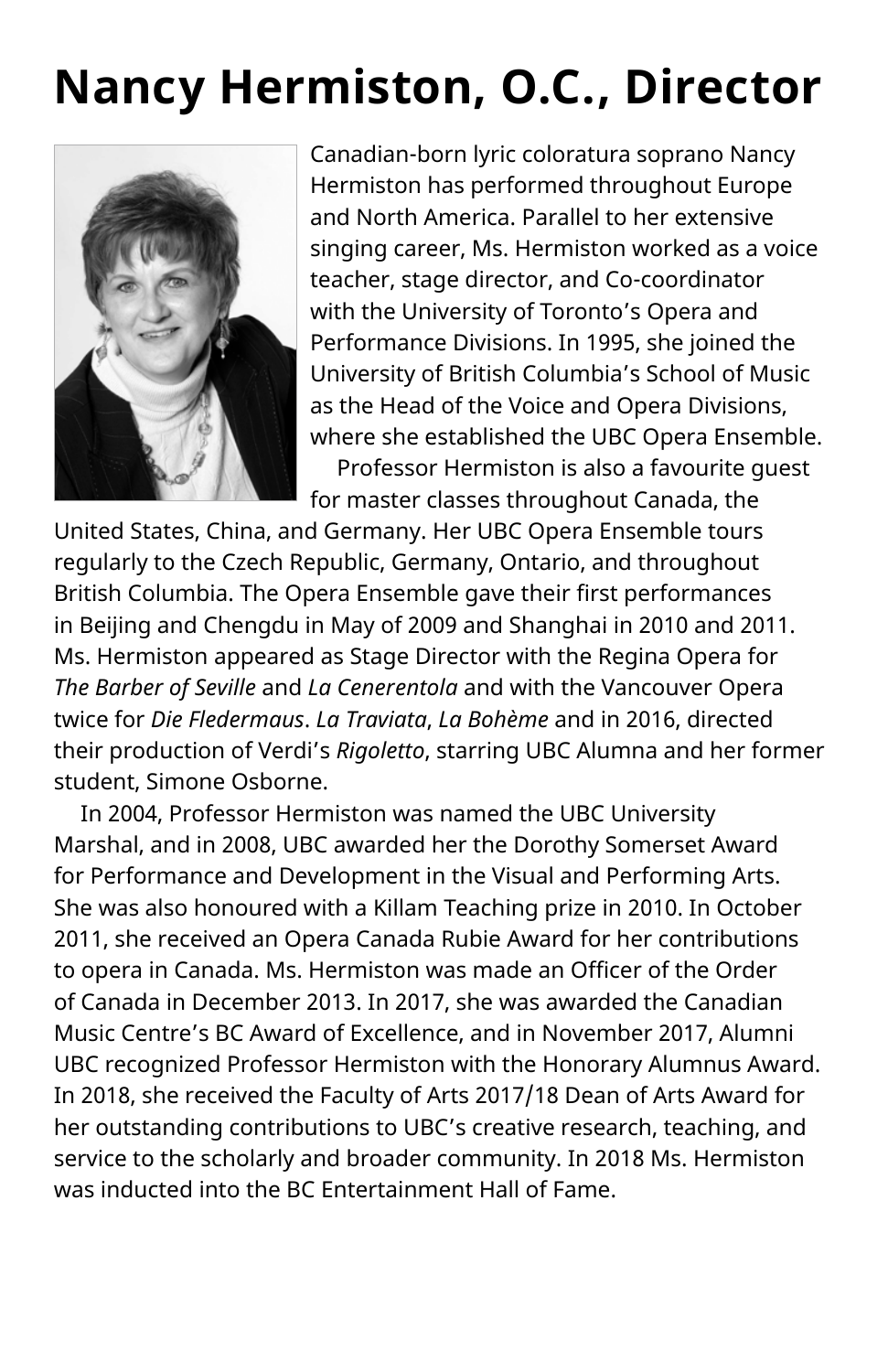# Nancy Hermiston, O.C., Director

Canadian-born lyric coloratura soprano Nancy Hermiston has performed throughout Europe and North America. Parallel to her extensive singing career, Ms. Hermiston worked as a voice teacher, stage director, and Co-coordinator with the University of Toronto's Opera and Performance Divisions. In 1995, she joined the University of British Columbia's School of Music as the Head of the Voice and Opera Divisions, where she established the UBC Opera Ensemble.

Professor Hermiston is also a favourite guest for master classes throughout Canada, the United States, China, and Germany. Her UBC Opera Ensemble tours regularly to the Czech Republic, Germany, Ontario, and throughout British Columbia. The Opera Ensemble gave their first performances in Beijing and Chengdu in May of 2009 and Shanghai in 2010 and 2011. Ms. Hermiston appeared as Stage Director with the Regina Opera for *The Barber of Seville* and *La Cenerentola* and with the Vancouver Opera twice for *Die Fledermaus*. *La Traviata*, *La Bohème* and in 2016, directed their production of Verdi's *Rigoletto*, starring UBC Alumna and her former student, Simone Osborne.

In 2004, Professor Hermiston was named the UBC University Marshal, and in 2008, UBC awarded her the Dorothy Somerset Award for Performance and Development in the Visual and Performing Arts. She was also honoured with a Killam Teaching prize in 2010. In October 2011, she received an Opera Canada Rubie Award for her contributions to opera in Canada. Ms. Hermiston was made an Officer of the Order of Canada in December 2013. In 2017, she was awarded the Canadian Music Centre's BC Award of Excellence, and in November 2017, Alumni UBC recognized Professor Hermiston with the Honorary Alumnus Award. In 2018, she received the Faculty of Arts 2017/18 Dean of Arts Award for her outstanding contributions to UBC's creative research, teaching, and service to the scholarly and broader community. In 2018 Ms. Hermiston was inducted into the BC Entertainment Hall of Fame.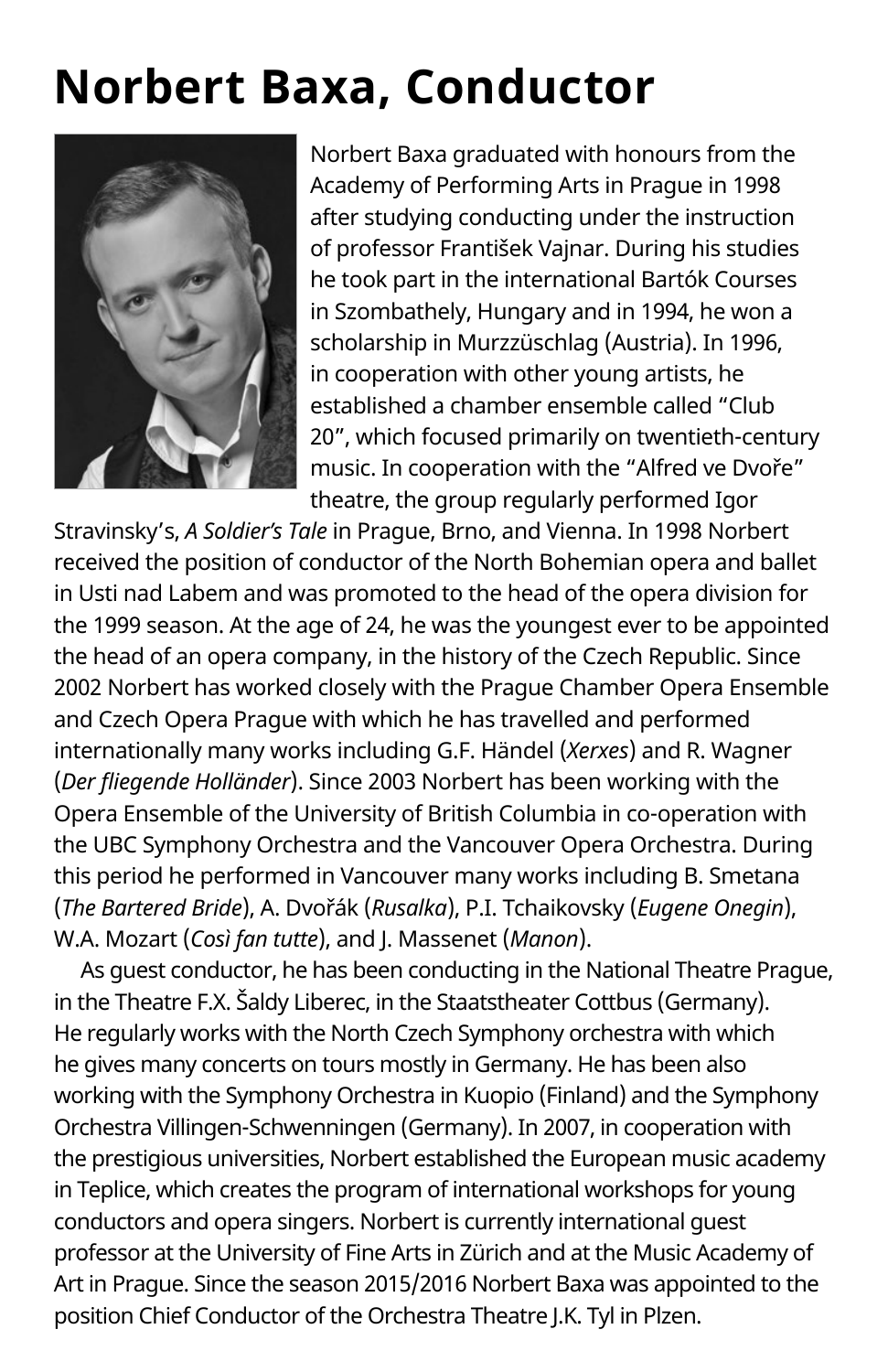# Norbert Baxa, Conductor

Norbert Baxa graduated with honours from the Academy of Performing Arts in Prague in 1998 after studying conducting under the instruction of professor František Vajnar. During his studies he took part in the international Bartók Courses in Szombathely, Hungary and in 1994, he won a scholarship in Murzzüschlag (Austria). In 1996, in cooperation with other young artists, he established a chamber ensemble called "Club 20", which focused primarily on twentieth-century music. In cooperation with the "Alfred ve Dvoře" theatre, the group regularly performed Igor Stravinsky's, *A Soldier's Tale* in Prague, Brno, and Vienna. In 1998 Norbert received the position of conductor of the North Bohemian opera and ballet in Usti nad Labem and was promoted to the head of the opera division for the 1999 season. At the age of 24, he was the youngest ever to be appointed the head of an opera company, in the history of the Czech Republic. Since 2002 Norbert has worked closely with the Prague Chamber Opera Ensemble and Czech Opera Prague with which he has travelled and performed internationally many works including G.F. Händel (*Xerxes*) and R. Wagner (*Der fliegende Holländer*). Since 2003 Norbert has been working with the Opera Ensemble of the University of British Columbia in co-operation with the UBC Symphony Orchestra and the Vancouver Opera Orchestra. During this period he performed in Vancouver many works including B. Smetana (*The Bartered Bride*), A. Dvořák (*Rusalka*), P.I. Tchaikovsky (*Eugene Onegin*), W.A. Mozart (*Così fan tutte*), and J. Massenet (*Manon*).

As guest conductor, he has been conducting in the National Theatre Prague, in the Theatre F.X. Šaldy Liberec, in the Staatstheater Cottbus (Germany). He regularly works with the North Czech Symphony orchestra with which he gives many concerts on tours mostly in Germany. He has been also working with the Symphony Orchestra in Kuopio (Finland) and the Symphony Orchestra Villingen-Schwenningen (Germany). In 2007, in cooperation with the prestigious universities, Norbert established the European music academy in Teplice, which creates the program of international workshops for young conductors and opera singers. Norbert is currently international guest professor at the University of Fine Arts in Zürich and at the Music Academy of Art in Prague. Since the season 2015/2016 Norbert Baxa was appointed to the position Chief Conductor of the Orchestra Theatre J.K. Tyl in Plzen.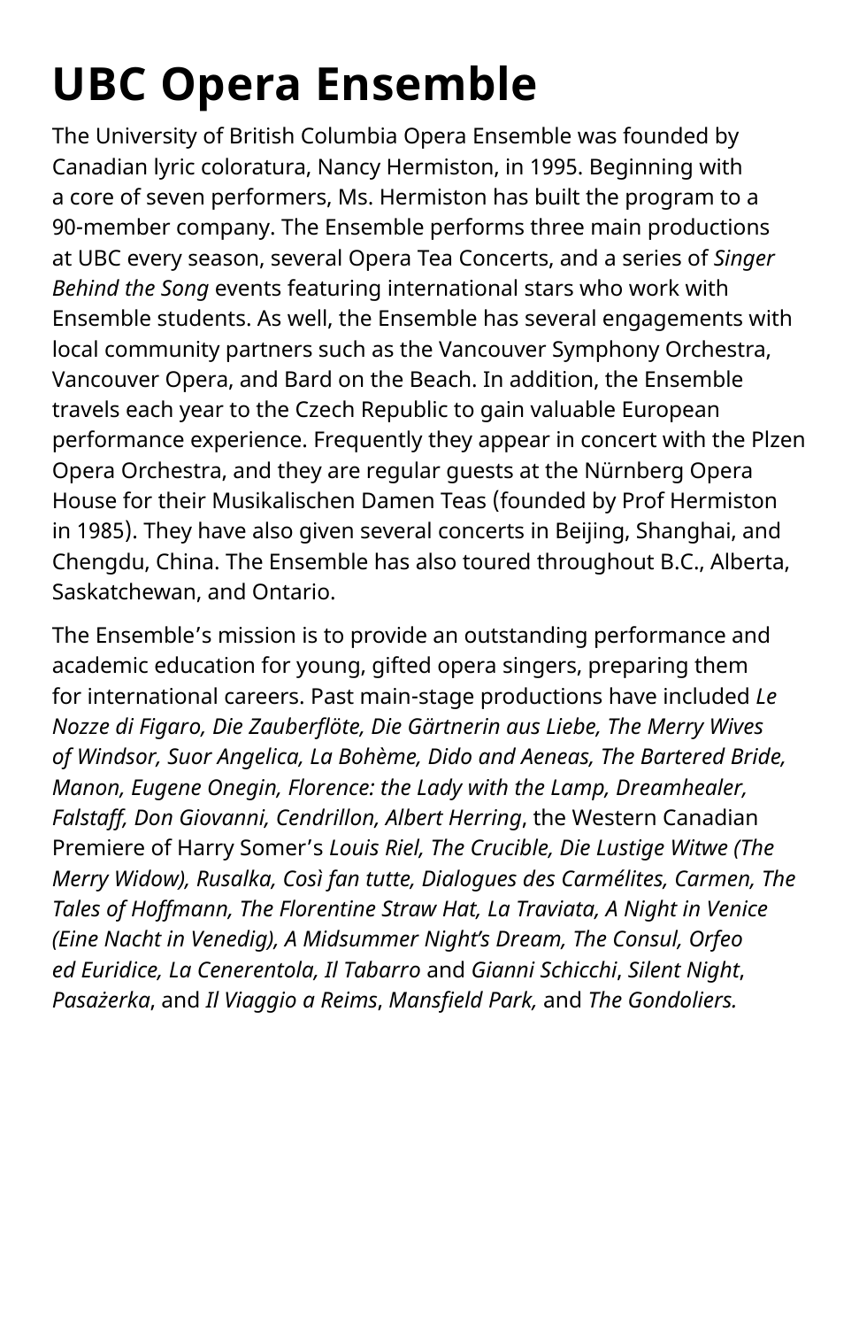# UBC Opera Ensemble

The University of British Columbia Opera Ensemble was founded by Canadian lyric coloratura, Nancy Hermiston, in 1995. Beginning with a core of seven performers, Ms. Hermiston has built the program to a 90-member company. The Ensemble performs three main productions at UBC every season, several Opera Tea Concerts, and a series of *Singer Behind the Song* events featuring international stars who work with Ensemble students. As well, the Ensemble has several engagements with local community partners such as the Vancouver Symphony Orchestra, Vancouver Opera, and Bard on the Beach. In addition, the Ensemble travels each year to the Czech Republic to gain valuable European performance experience. Frequently they appear in concert with the Plzen Opera Orchestra, and they are regular guests at the Nürnberg Opera House for their Musikalischen Damen Teas (founded by Prof Hermiston in 1985). They have also given several concerts in Beijing, Shanghai, and Chengdu, China. The Ensemble has also toured throughout B.C., Alberta, Saskatchewan, and Ontario.

The Ensemble's mission is to provide an outstanding performance and academic education for young, gifted opera singers, preparing them for international careers. Past main-stage productions have included *Le Nozze di Figaro, Die Zauberflöte, Die Gärtnerin aus Liebe, The Merry Wives of Windsor, Suor Angelica, La Bohème, Dido and Aeneas, The Bartered Bride, Manon, Eugene Onegin, Florence: the Lady with the Lamp, Dreamhealer, Falstaff, Don Giovanni, Cendrillon, Albert Herring*, the Western Canadian Premiere of Harry Somer's *Louis Riel, The Crucible, Die Lustige Witwe (The Merry Widow), Rusalka, Così fan tutte, Dialogues des Carmélites, Carmen, The Tales of Hoffmann, The Florentine Straw Hat, La Traviata, A Night in Venice (Eine Nacht in Venedig), A Midsummer Night's Dream, The Consul, Orfeo ed Euridice, La Cenerentola, Il Tabarro* and *Gianni Schicchi*, *Silent Night*, *Pasażerka*, and *Il Viaggio a Reims*, *Mansfield Park,* and *The Gondoliers.*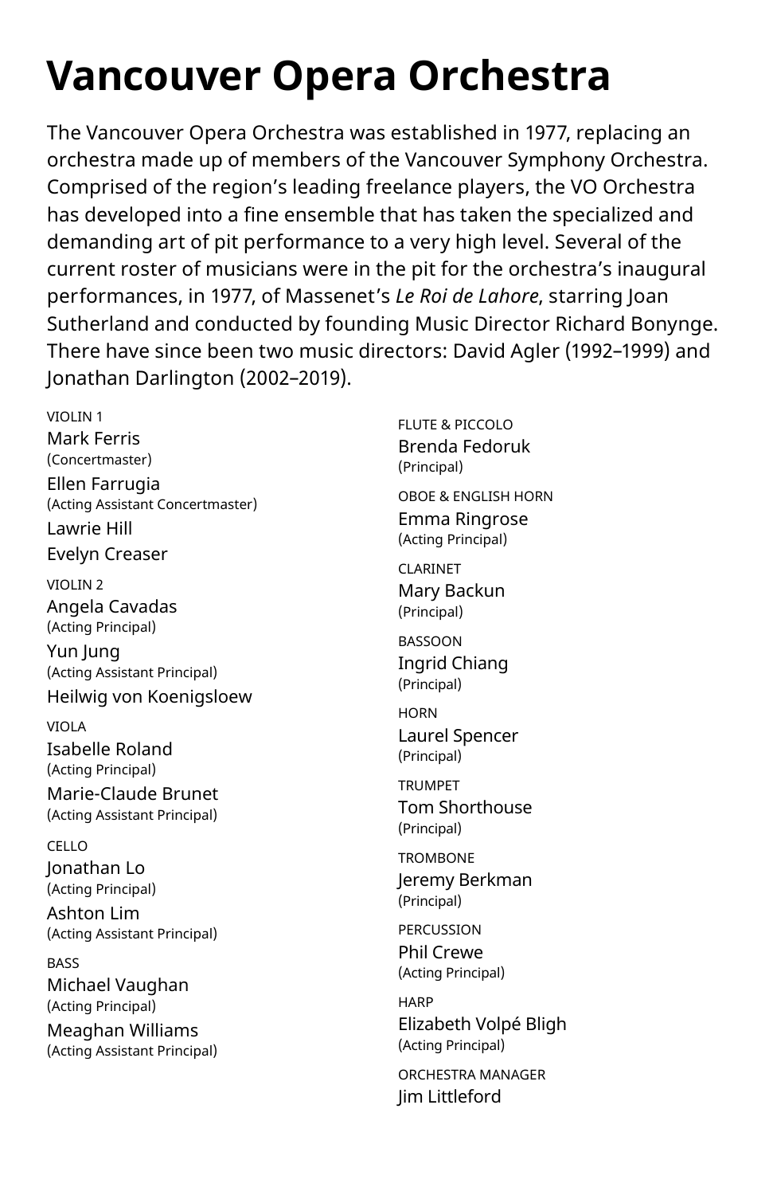# Vancouver Opera Orchestra

The Vancouver Opera Orchestra was established in 1977, replacing an orchestra made up of members of the Vancouver Symphony Orchestra. Comprised of the region's leading freelance players, the VO Orchestra has developed into a fine ensemble that has taken the specialized and demanding art of pit performance to a very high level. Several of the current roster of musicians were in the pit for the orchestra's inaugural performances, in 1977, of Massenet's *Le Roi de Lahore*, starring Joan Sutherland and conducted by founding Music Director Richard Bonynge. There have since been two music directors: David Agler (1992–1999) and Jonathan Darlington (2002–2019).

VIOLIN 1
Mark Ferris
(Concertmaster)
Ellen Farrugia
(Acting Assistant Concertmaster)
Lawrie Hill
Evelyn Creaser

VIOLIN 2
Angela Cavadas
(Acting Principal)
Yun Jung
(Acting Assistant Principal)
Heilwig von Koenigsloew

VIOLA
Isabelle Roland
(Acting Principal)
Marie-Claude Brunet
(Acting Assistant Principal)

CELLO
Jonathan Lo
(Acting Principal)
Ashton Lim
(Acting Assistant Principal)

BASS
Michael Vaughan
(Acting Principal)
Meaghan Williams
(Acting Assistant Principal)

FLUTE & PICCOLO
Brenda Fedoruk
(Principal)

OBOE & ENGLISH HORN
Emma Ringrose
(Acting Principal)

CLARINET
Mary Backun
(Principal)

BASSOON
Ingrid Chiang
(Principal)

HORN
Laurel Spencer
(Principal)

TRUMPET
Tom Shorthouse
(Principal)

TROMBONE
Jeremy Berkman
(Principal)

PERCUSSION
Phil Crewe
(Acting Principal)

HARP
Elizabeth Volpé Bligh
(Acting Principal)

ORCHESTRA MANAGER
Jim Littleford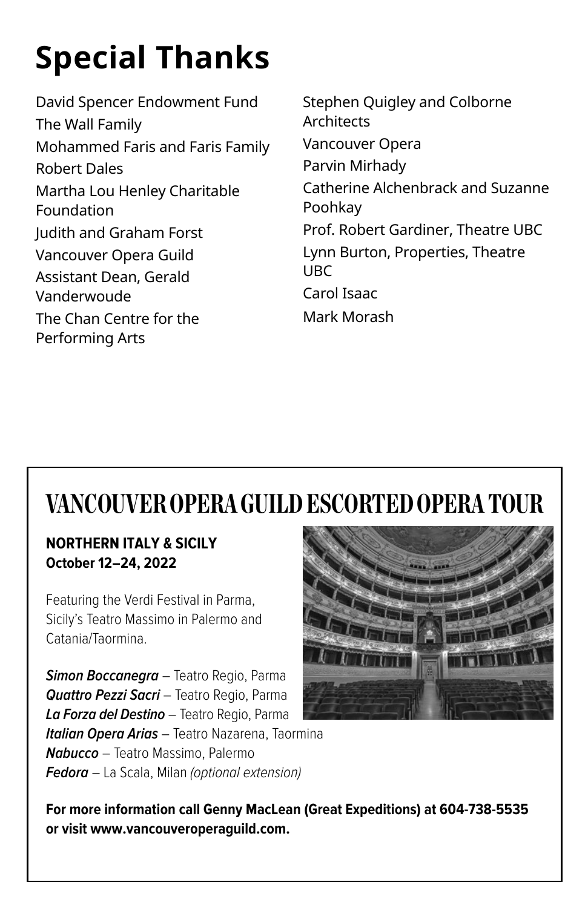# Special Thanks

David Spencer Endowment Fund
The Wall Family
Mohammed Faris and Faris Family
Robert Dales
Martha Lou Henley Charitable Foundation
Judith and Graham Forst
Vancouver Opera Guild
Assistant Dean, Gerald Vanderwoude
The Chan Centre for the Performing Arts
Stephen Quigley and Colborne Architects
Vancouver Opera
Parvin Mirhady
Catherine Alchenbrack and Suzanne Poohkay
Prof. Robert Gardiner, Theatre UBC
Lynn Burton, Properties, Theatre UBC
Carol Isaac
Mark Morash

## VANCOUVER OPERA GUILD ESCORTED OPERA TOUR

**NORTHERN ITALY & SICILY**
**October 12–24, 2022**

Featuring the Verdi Festival in Parma, Sicily's Teatro Massimo in Palermo and Catania/Taormina.

***Simon Boccanegra*** – Teatro Regio, Parma
***Quattro Pezzi Sacri*** – Teatro Regio, Parma
***La Forza del Destino*** – Teatro Regio, Parma
***Italian Opera Arias*** – Teatro Nazarena, Taormina
***Nabucco*** – Teatro Massimo, Palermo
***Fedora*** – La Scala, Milan *(optional extension)*

**For more information call Genny MacLean (Great Expeditions) at 604-738-5535 or visit www.vancouveroperaguild.com.**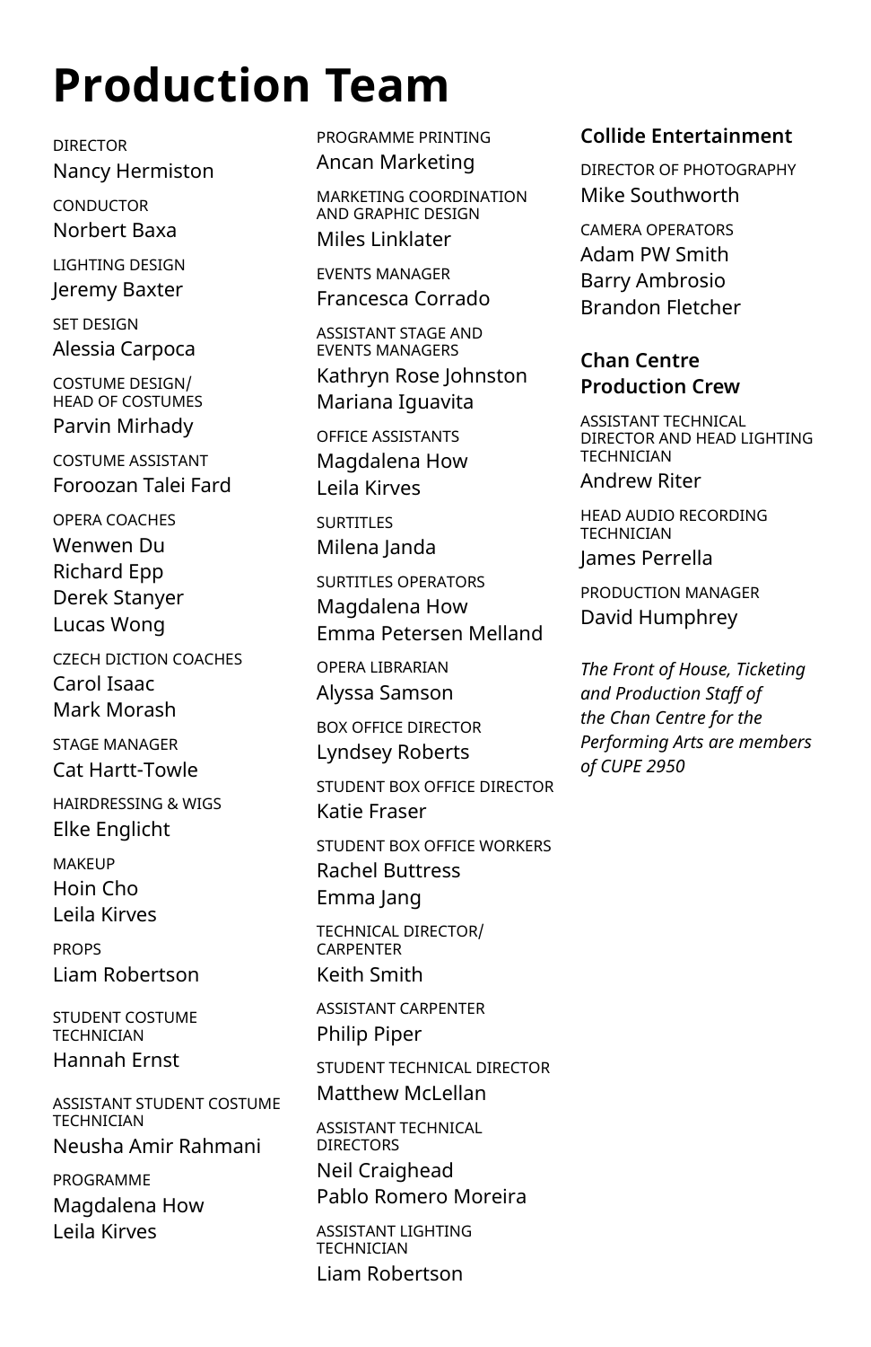# Production Team

DIRECTOR
Nancy Hermiston

CONDUCTOR
Norbert Baxa

LIGHTING DESIGN
Jeremy Baxter

SET DESIGN
Alessia Carpoca

COSTUME DESIGN/
HEAD OF COSTUMES
Parvin Mirhady

COSTUME ASSISTANT
Foroozan Talei Fard

OPERA COACHES
Wenwen Du
Richard Epp
Derek Stanyer
Lucas Wong

CZECH DICTION COACHES
Carol Isaac
Mark Morash

STAGE MANAGER
Cat Hartt-Towle

HAIRDRESSING & WIGS
Elke Englicht

MAKEUP
Hoin Cho
Leila Kirves

PROPS
Liam Robertson

STUDENT COSTUME TECHNICIAN
Hannah Ernst

ASSISTANT STUDENT COSTUME TECHNICIAN
Neusha Amir Rahmani

PROGRAMME
Magdalena How
Leila Kirves

PROGRAMME PRINTING
Ancan Marketing

MARKETING COORDINATION AND GRAPHIC DESIGN
Miles Linklater

EVENTS MANAGER
Francesca Corrado

ASSISTANT STAGE AND EVENTS MANAGERS
Kathryn Rose Johnston
Mariana Iguavita

OFFICE ASSISTANTS
Magdalena How
Leila Kirves

SURTITLES
Milena Janda

SURTITLES OPERATORS
Magdalena How
Emma Petersen Melland

OPERA LIBRARIAN
Alyssa Samson

BOX OFFICE DIRECTOR
Lyndsey Roberts

STUDENT BOX OFFICE DIRECTOR
Katie Fraser

STUDENT BOX OFFICE WORKERS
Rachel Buttress
Emma Jang

TECHNICAL DIRECTOR/
CARPENTER
Keith Smith

ASSISTANT CARPENTER
Philip Piper

STUDENT TECHNICAL DIRECTOR
Matthew McLellan

ASSISTANT TECHNICAL DIRECTORS
Neil Craighead
Pablo Romero Moreira

ASSISTANT LIGHTING TECHNICIAN
Liam Robertson

### Collide Entertainment

DIRECTOR OF PHOTOGRAPHY
Mike Southworth

CAMERA OPERATORS
Adam PW Smith
Barry Ambrosio
Brandon Fletcher

### Chan Centre Production Crew

ASSISTANT TECHNICAL DIRECTOR AND HEAD LIGHTING TECHNICIAN
Andrew Riter

HEAD AUDIO RECORDING TECHNICIAN
James Perrella

PRODUCTION MANAGER
David Humphrey

*The Front of House, Ticketing and Production Staff of the Chan Centre for the Performing Arts are members of CUPE 2950*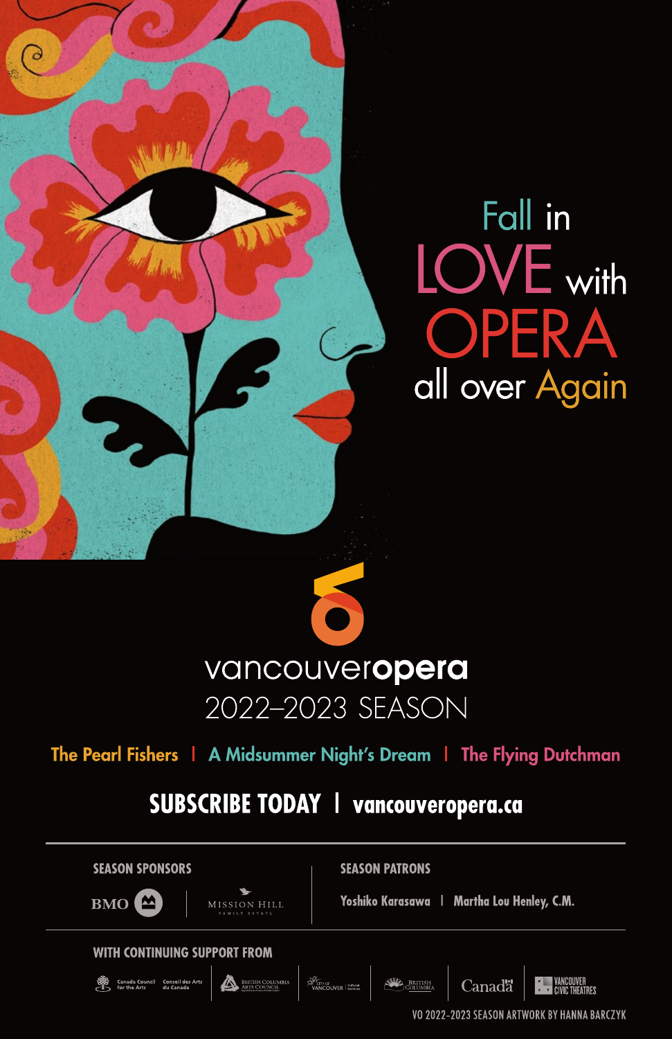# Fall in LOVE with OPERA all over Again

**vancouveropera**

2022–2023 SEASON

The Pearl Fishers | A Midsummer Night's Dream | The Flying Dutchman

## SUBSCRIBE TODAY | vancouveropera.ca

**SEASON SPONSORS**

BMO | Mission Hill Family Estate

**SEASON PATRONS**

Yoshiko Karasawa | Martha Lou Henley, C.M.

**WITH CONTINUING SUPPORT FROM**

Canada Council for the Arts / Conseil des Arts du Canada | British Columbia Arts Council | City of Vancouver Cultural Services | British Columbia | Canada | Vancouver Civic Theatres

VO 2022–2023 SEASON ARTWORK BY HANNA BARCZYK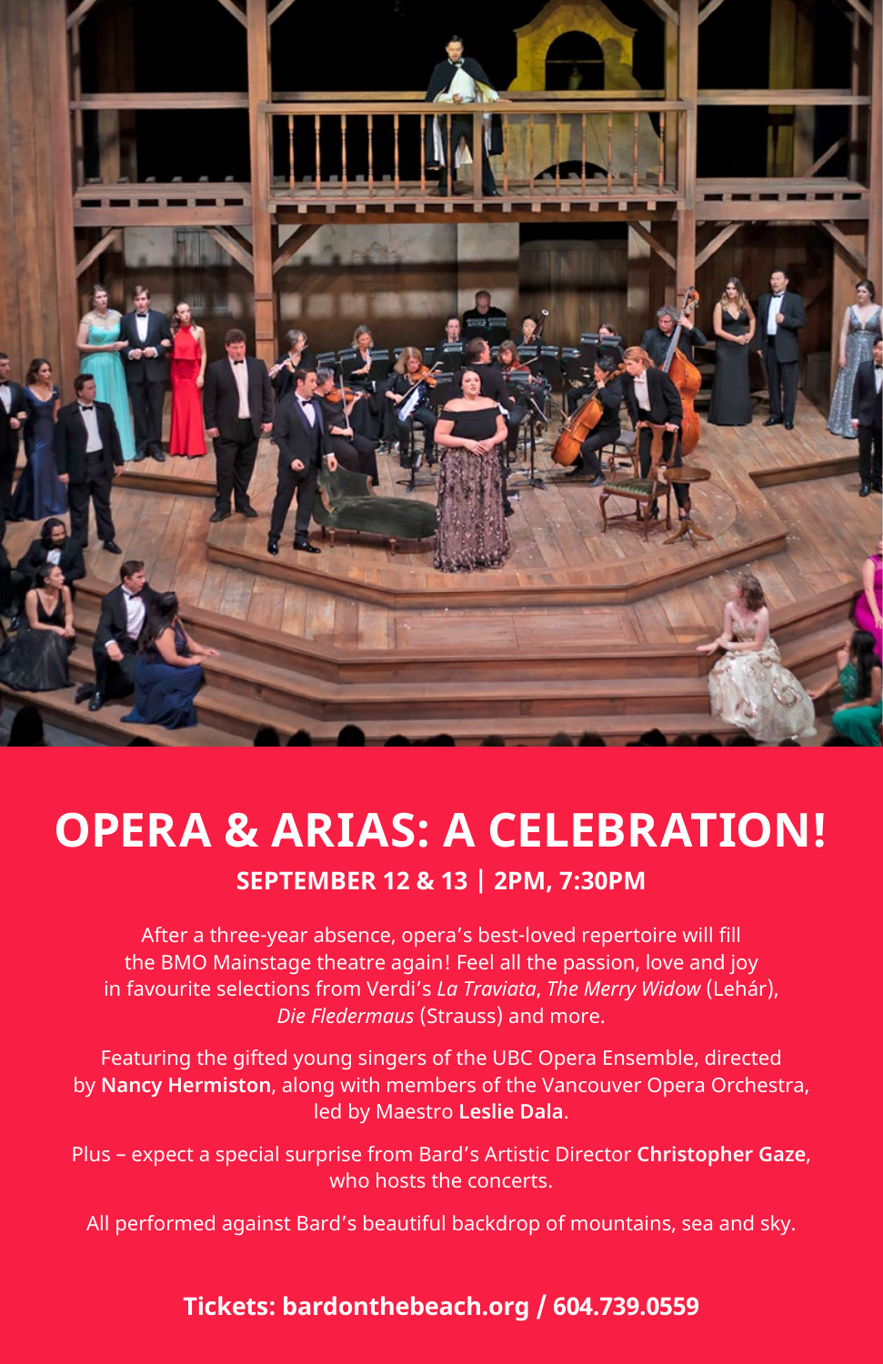# OPERA & ARIAS: A CELEBRATION!

**SEPTEMBER 12 & 13 | 2PM, 7:30PM**

After a three-year absence, opera's best-loved repertoire will fill the BMO Mainstage theatre again! Feel all the passion, love and joy in favourite selections from Verdi's *La Traviata*, *The Merry Widow* (Lehár), *Die Fledermaus* (Strauss) and more.

Featuring the gifted young singers of the UBC Opera Ensemble, directed by **Nancy Hermiston**, along with members of the Vancouver Opera Orchestra, led by Maestro **Leslie Dala**.

Plus – expect a special surprise from Bard's Artistic Director **Christopher Gaze**, who hosts the concerts.

All performed against Bard's beautiful backdrop of mountains, sea and sky.

**Tickets: bardonthebeach.org / 604.739.0559**